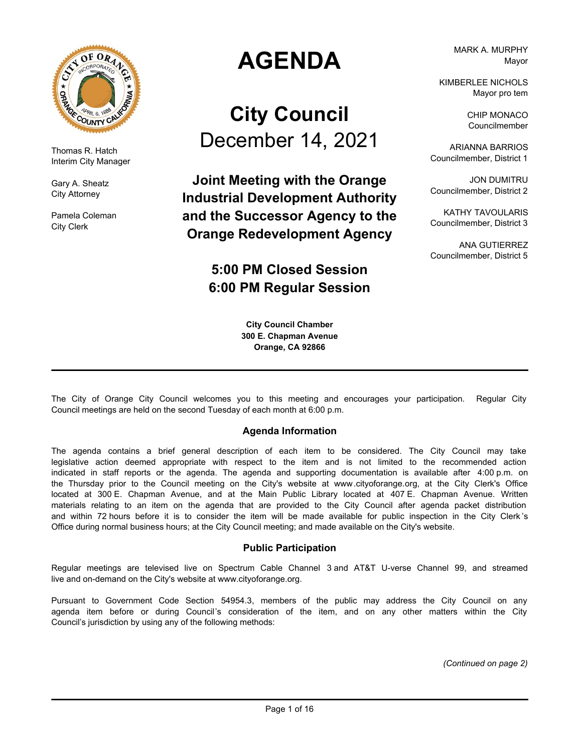# AGENDA

## City Council
December 14, 2021

**Joint Meeting with the Orange Industrial Development Authority and the Successor Agency to the Orange Redevelopment Agency**

**5:00 PM Closed Session**
**6:00 PM Regular Session**

**City Council Chamber**
**300 E. Chapman Avenue**
**Orange, CA 92866**

Thomas R. Hatch
Interim City Manager

Gary A. Sheatz
City Attorney

Pamela Coleman
City Clerk

MARK A. MURPHY
Mayor

KIMBERLEE NICHOLS
Mayor pro tem

CHIP MONACO
Councilmember

ARIANNA BARRIOS
Councilmember, District 1

JON DUMITRU
Councilmember, District 2

KATHY TAVOULARIS
Councilmember, District 3

ANA GUTIERREZ
Councilmember, District 5

---

The City of Orange City Council welcomes you to this meeting and encourages your participation. Regular City Council meetings are held on the second Tuesday of each month at 6:00 p.m.

### Agenda Information

The agenda contains a brief general description of each item to be considered. The City Council may take legislative action deemed appropriate with respect to the item and is not limited to the recommended action indicated in staff reports or the agenda. The agenda and supporting documentation is available after 4:00 p.m. on the Thursday prior to the Council meeting on the City's website at www.cityoforange.org, at the City Clerk's Office located at 300 E. Chapman Avenue, and at the Main Public Library located at 407 E. Chapman Avenue. Written materials relating to an item on the agenda that are provided to the City Council after agenda packet distribution and within 72 hours before it is to consider the item will be made available for public inspection in the City Clerk's Office during normal business hours; at the City Council meeting; and made available on the City's website.

### Public Participation

Regular meetings are televised live on Spectrum Cable Channel 3 and AT&T U-verse Channel 99, and streamed live and on-demand on the City's website at www.cityoforange.org.

Pursuant to Government Code Section 54954.3, members of the public may address the City Council on any agenda item before or during Council's consideration of the item, and on any other matters within the City Council's jurisdiction by using any of the following methods:

*(Continued on page 2)*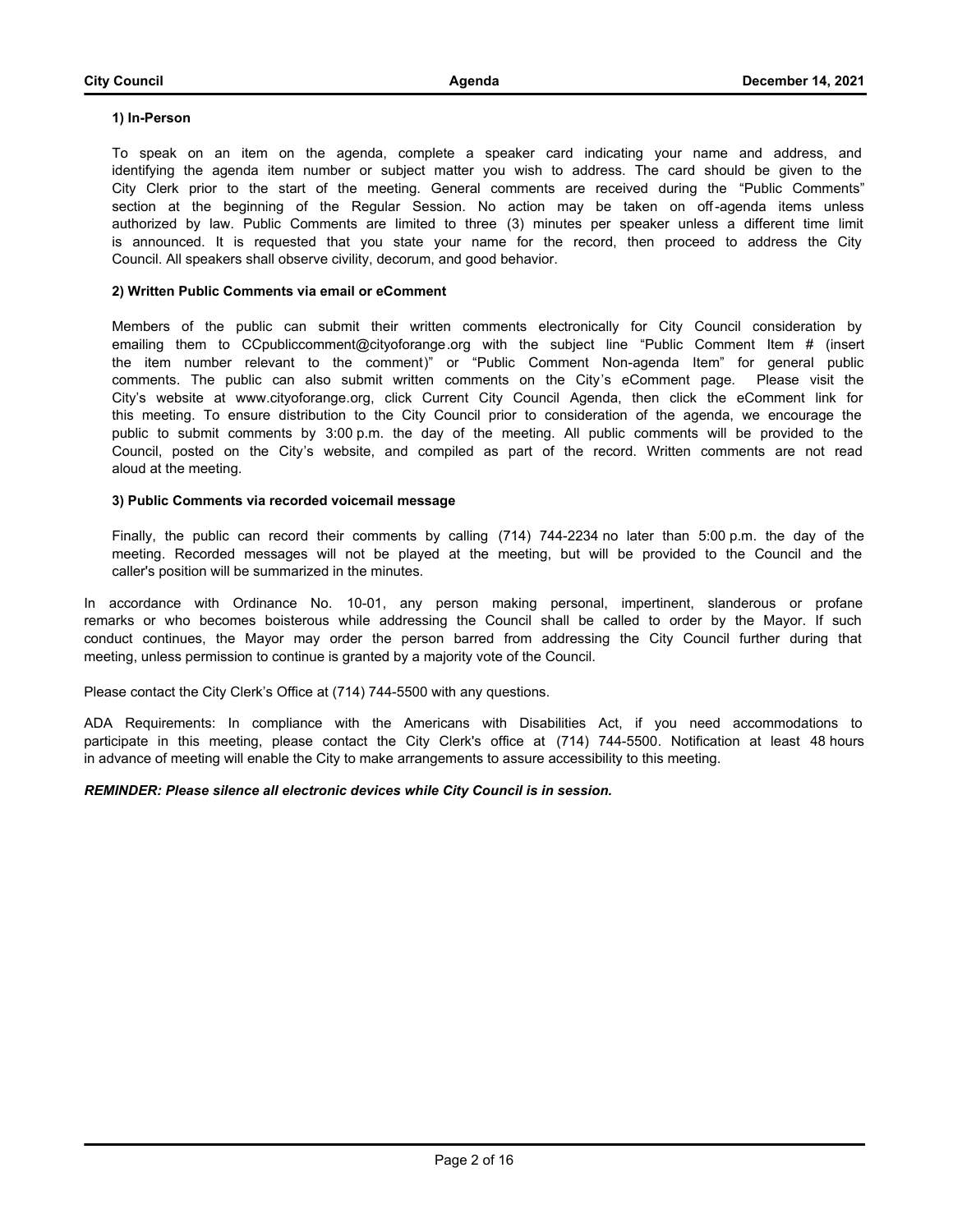**1) In-Person**

To speak on an item on the agenda, complete a speaker card indicating your name and address, and identifying the agenda item number or subject matter you wish to address. The card should be given to the City Clerk prior to the start of the meeting. General comments are received during the "Public Comments" section at the beginning of the Regular Session. No action may be taken on off-agenda items unless authorized by law. Public Comments are limited to three (3) minutes per speaker unless a different time limit is announced. It is requested that you state your name for the record, then proceed to address the City Council. All speakers shall observe civility, decorum, and good behavior.

**2) Written Public Comments via email or eComment**

Members of the public can submit their written comments electronically for City Council consideration by emailing them to CCpubliccomment@cityoforange.org with the subject line "Public Comment Item # (insert the item number relevant to the comment)" or "Public Comment Non-agenda Item" for general public comments. The public can also submit written comments on the City's eComment page. Please visit the City's website at www.cityoforange.org, click Current City Council Agenda, then click the eComment link for this meeting. To ensure distribution to the City Council prior to consideration of the agenda, we encourage the public to submit comments by 3:00 p.m. the day of the meeting. All public comments will be provided to the Council, posted on the City's website, and compiled as part of the record. Written comments are not read aloud at the meeting.

**3) Public Comments via recorded voicemail message**

Finally, the public can record their comments by calling (714) 744-2234 no later than 5:00 p.m. the day of the meeting. Recorded messages will not be played at the meeting, but will be provided to the Council and the caller's position will be summarized in the minutes.

In accordance with Ordinance No. 10-01, any person making personal, impertinent, slanderous or profane remarks or who becomes boisterous while addressing the Council shall be called to order by the Mayor. If such conduct continues, the Mayor may order the person barred from addressing the City Council further during that meeting, unless permission to continue is granted by a majority vote of the Council.

Please contact the City Clerk's Office at (714) 744-5500 with any questions.

ADA Requirements: In compliance with the Americans with Disabilities Act, if you need accommodations to participate in this meeting, please contact the City Clerk's office at (714) 744-5500. Notification at least 48 hours in advance of meeting will enable the City to make arrangements to assure accessibility to this meeting.

***REMINDER: Please silence all electronic devices while City Council is in session.***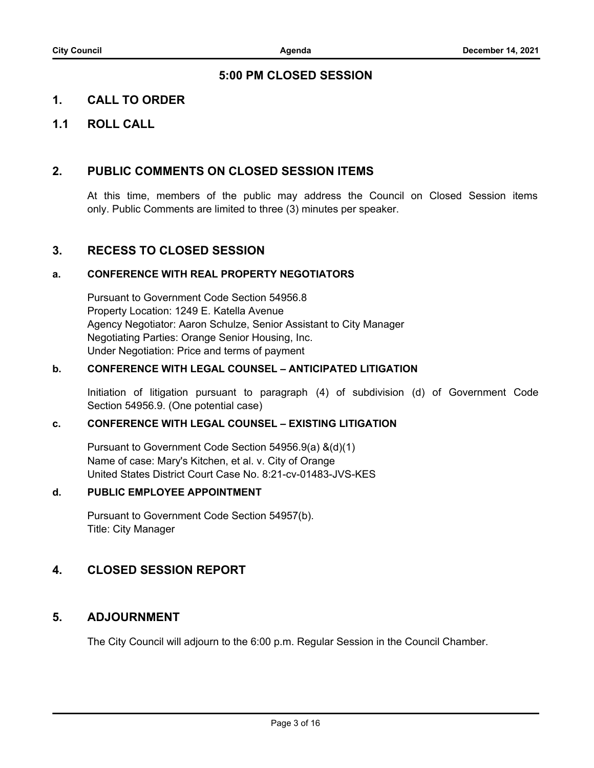## 5:00 PM CLOSED SESSION

## 1. CALL TO ORDER

## 1.1 ROLL CALL

## 2. PUBLIC COMMENTS ON CLOSED SESSION ITEMS

At this time, members of the public may address the Council on Closed Session items only. Public Comments are limited to three (3) minutes per speaker.

## 3. RECESS TO CLOSED SESSION

### a. CONFERENCE WITH REAL PROPERTY NEGOTIATORS

Pursuant to Government Code Section 54956.8
Property Location: 1249 E. Katella Avenue
Agency Negotiator: Aaron Schulze, Senior Assistant to City Manager
Negotiating Parties: Orange Senior Housing, Inc.
Under Negotiation: Price and terms of payment

### b. CONFERENCE WITH LEGAL COUNSEL – ANTICIPATED LITIGATION

Initiation of litigation pursuant to paragraph (4) of subdivision (d) of Government Code Section 54956.9. (One potential case)

### c. CONFERENCE WITH LEGAL COUNSEL – EXISTING LITIGATION

Pursuant to Government Code Section 54956.9(a) &(d)(1)
Name of case: Mary's Kitchen, et al. v. City of Orange
United States District Court Case No. 8:21-cv-01483-JVS-KES

### d. PUBLIC EMPLOYEE APPOINTMENT

Pursuant to Government Code Section 54957(b).
Title: City Manager

## 4. CLOSED SESSION REPORT

## 5. ADJOURNMENT

The City Council will adjourn to the 6:00 p.m. Regular Session in the Council Chamber.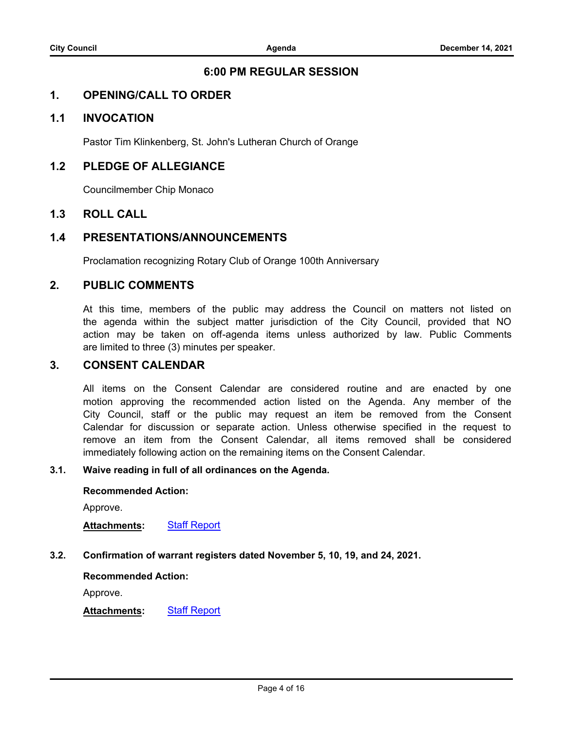## 6:00 PM REGULAR SESSION

## 1. OPENING/CALL TO ORDER

### 1.1 INVOCATION

Pastor Tim Klinkenberg, St. John's Lutheran Church of Orange

### 1.2 PLEDGE OF ALLEGIANCE

Councilmember Chip Monaco

### 1.3 ROLL CALL

### 1.4 PRESENTATIONS/ANNOUNCEMENTS

Proclamation recognizing Rotary Club of Orange 100th Anniversary

## 2. PUBLIC COMMENTS

At this time, members of the public may address the Council on matters not listed on the agenda within the subject matter jurisdiction of the City Council, provided that NO action may be taken on off-agenda items unless authorized by law. Public Comments are limited to three (3) minutes per speaker.

## 3. CONSENT CALENDAR

All items on the Consent Calendar are considered routine and are enacted by one motion approving the recommended action listed on the Agenda. Any member of the City Council, staff or the public may request an item be removed from the Consent Calendar for discussion or separate action. Unless otherwise specified in the request to remove an item from the Consent Calendar, all items removed shall be considered immediately following action on the remaining items on the Consent Calendar.

**3.1. Waive reading in full of all ordinances on the Agenda.**

**Recommended Action:**

Approve.

**Attachments:** Staff Report

**3.2. Confirmation of warrant registers dated November 5, 10, 19, and 24, 2021.**

**Recommended Action:**

Approve.

**Attachments:** Staff Report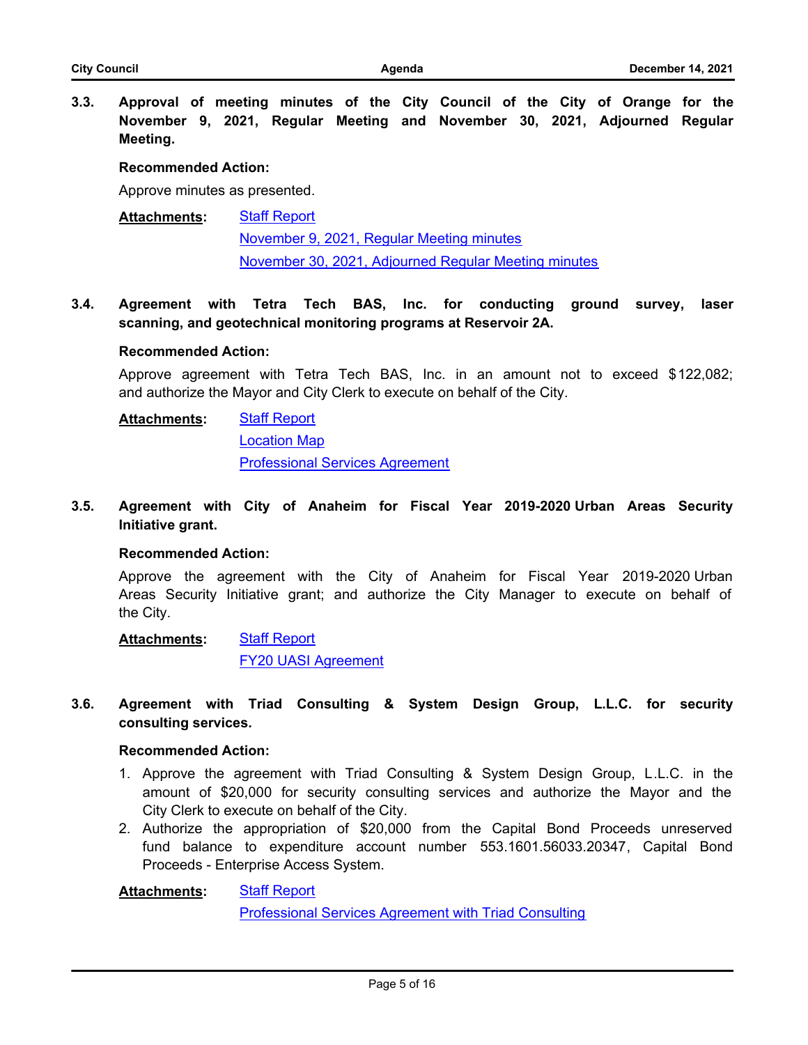**3.3. Approval of meeting minutes of the City Council of the City of Orange for the November 9, 2021, Regular Meeting and November 30, 2021, Adjourned Regular Meeting.**

**Recommended Action:**

Approve minutes as presented.

**Attachments:** Staff Report
November 9, 2021, Regular Meeting minutes
November 30, 2021, Adjourned Regular Meeting minutes

**3.4. Agreement with Tetra Tech BAS, Inc. for conducting ground survey, laser scanning, and geotechnical monitoring programs at Reservoir 2A.**

**Recommended Action:**

Approve agreement with Tetra Tech BAS, Inc. in an amount not to exceed $122,082; and authorize the Mayor and City Clerk to execute on behalf of the City.

**Attachments:** Staff Report
Location Map
Professional Services Agreement

**3.5. Agreement with City of Anaheim for Fiscal Year 2019-2020 Urban Areas Security Initiative grant.**

**Recommended Action:**

Approve the agreement with the City of Anaheim for Fiscal Year 2019-2020 Urban Areas Security Initiative grant; and authorize the City Manager to execute on behalf of the City.

**Attachments:** Staff Report
FY20 UASI Agreement

**3.6. Agreement with Triad Consulting & System Design Group, L.L.C. for security consulting services.**

**Recommended Action:**

1. Approve the agreement with Triad Consulting & System Design Group, L.L.C. in the amount of $20,000 for security consulting services and authorize the Mayor and the City Clerk to execute on behalf of the City.
2. Authorize the appropriation of $20,000 from the Capital Bond Proceeds unreserved fund balance to expenditure account number 553.1601.56033.20347, Capital Bond Proceeds - Enterprise Access System.

**Attachments:** Staff Report
Professional Services Agreement with Triad Consulting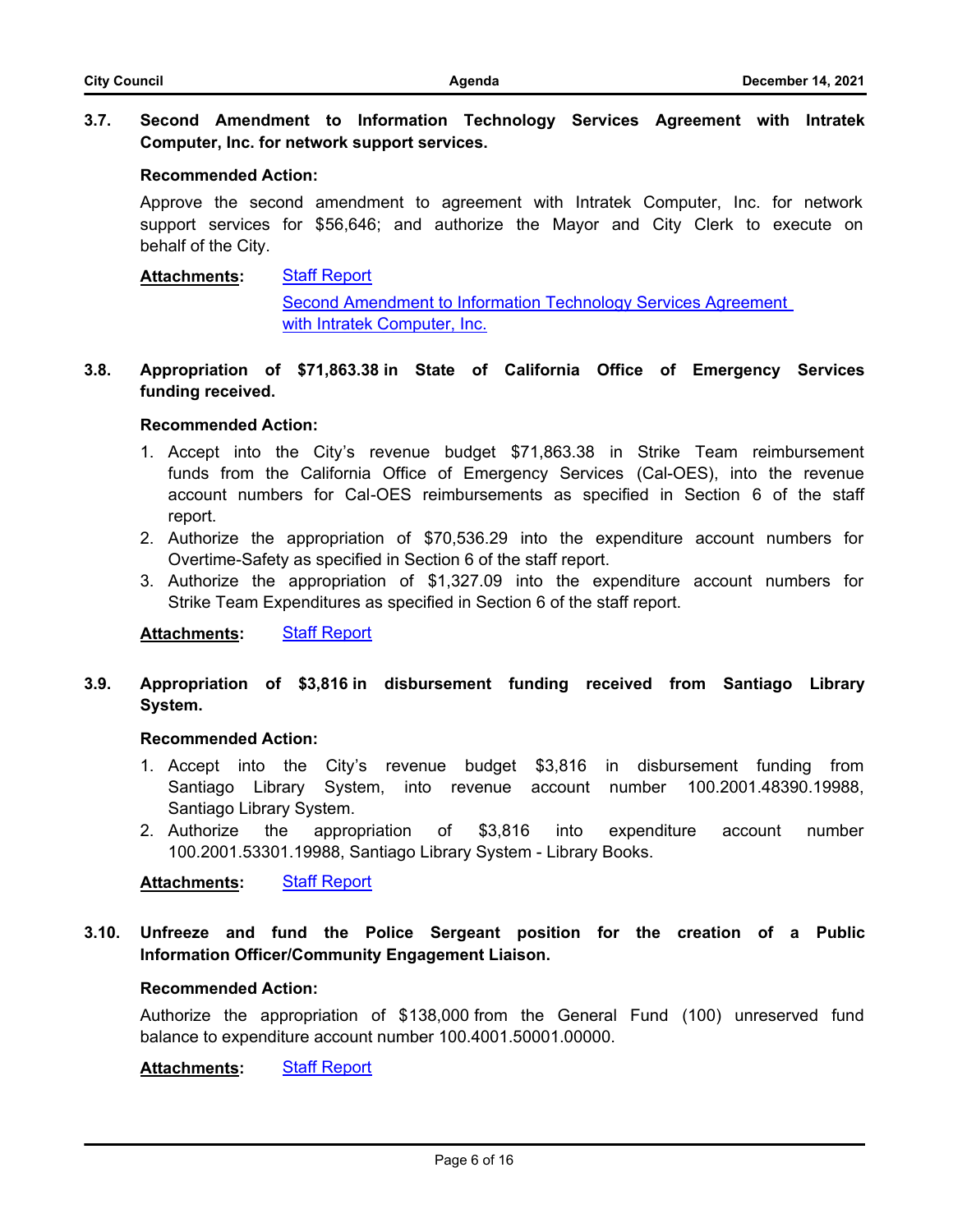### 3.7. Second Amendment to Information Technology Services Agreement with Intratek Computer, Inc. for network support services.

**Recommended Action:**

Approve the second amendment to agreement with Intratek Computer, Inc. for network support services for $56,646; and authorize the Mayor and City Clerk to execute on behalf of the City.

**Attachments:** Staff Report
Second Amendment to Information Technology Services Agreement with Intratek Computer, Inc.

### 3.8. Appropriation of $71,863.38 in State of California Office of Emergency Services funding received.

**Recommended Action:**

1. Accept into the City's revenue budget $71,863.38 in Strike Team reimbursement funds from the California Office of Emergency Services (Cal-OES), into the revenue account numbers for Cal-OES reimbursements as specified in Section 6 of the staff report.
2. Authorize the appropriation of $70,536.29 into the expenditure account numbers for Overtime-Safety as specified in Section 6 of the staff report.
3. Authorize the appropriation of $1,327.09 into the expenditure account numbers for Strike Team Expenditures as specified in Section 6 of the staff report.

**Attachments:** Staff Report

### 3.9. Appropriation of $3,816 in disbursement funding received from Santiago Library System.

**Recommended Action:**

1. Accept into the City's revenue budget $3,816 in disbursement funding from Santiago Library System, into revenue account number 100.2001.48390.19988, Santiago Library System.
2. Authorize the appropriation of $3,816 into expenditure account number 100.2001.53301.19988, Santiago Library System - Library Books.

**Attachments:** Staff Report

### 3.10. Unfreeze and fund the Police Sergeant position for the creation of a Public Information Officer/Community Engagement Liaison.

**Recommended Action:**

Authorize the appropriation of $138,000 from the General Fund (100) unreserved fund balance to expenditure account number 100.4001.50001.00000.

**Attachments:** Staff Report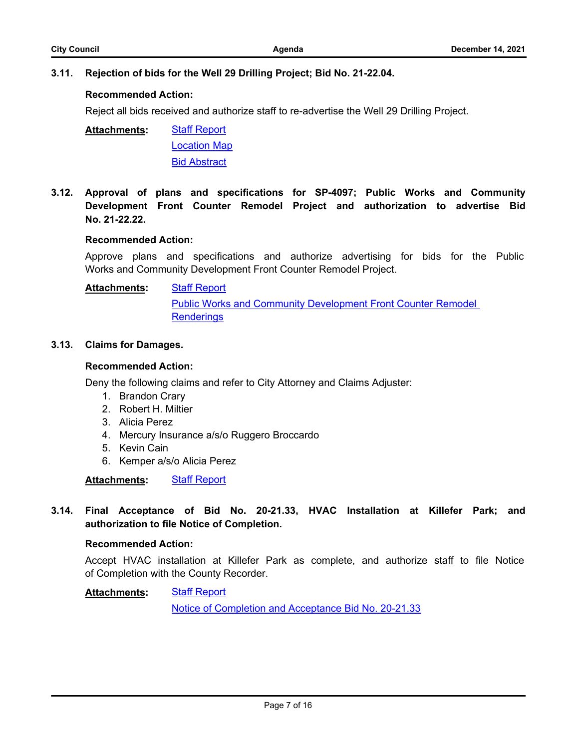### 3.11. Rejection of bids for the Well 29 Drilling Project; Bid No. 21-22.04.

**Recommended Action:**

Reject all bids received and authorize staff to re-advertise the Well 29 Drilling Project.

**Attachments:**
- Staff Report
- Location Map
- Bid Abstract

### 3.12. Approval of plans and specifications for SP-4097; Public Works and Community Development Front Counter Remodel Project and authorization to advertise Bid No. 21-22.22.

**Recommended Action:**

Approve plans and specifications and authorize advertising for bids for the Public Works and Community Development Front Counter Remodel Project.

**Attachments:**
- Staff Report
- Public Works and Community Development Front Counter Remodel Renderings

### 3.13. Claims for Damages.

**Recommended Action:**

Deny the following claims and refer to City Attorney and Claims Adjuster:

1. Brandon Crary
2. Robert H. Miltier
3. Alicia Perez
4. Mercury Insurance a/s/o Ruggero Broccardo
5. Kevin Cain
6. Kemper a/s/o Alicia Perez

**Attachments:**
- Staff Report

### 3.14. Final Acceptance of Bid No. 20-21.33, HVAC Installation at Killefer Park; and authorization to file Notice of Completion.

**Recommended Action:**

Accept HVAC installation at Killefer Park as complete, and authorize staff to file Notice of Completion with the County Recorder.

**Attachments:**
- Staff Report
- Notice of Completion and Acceptance Bid No. 20-21.33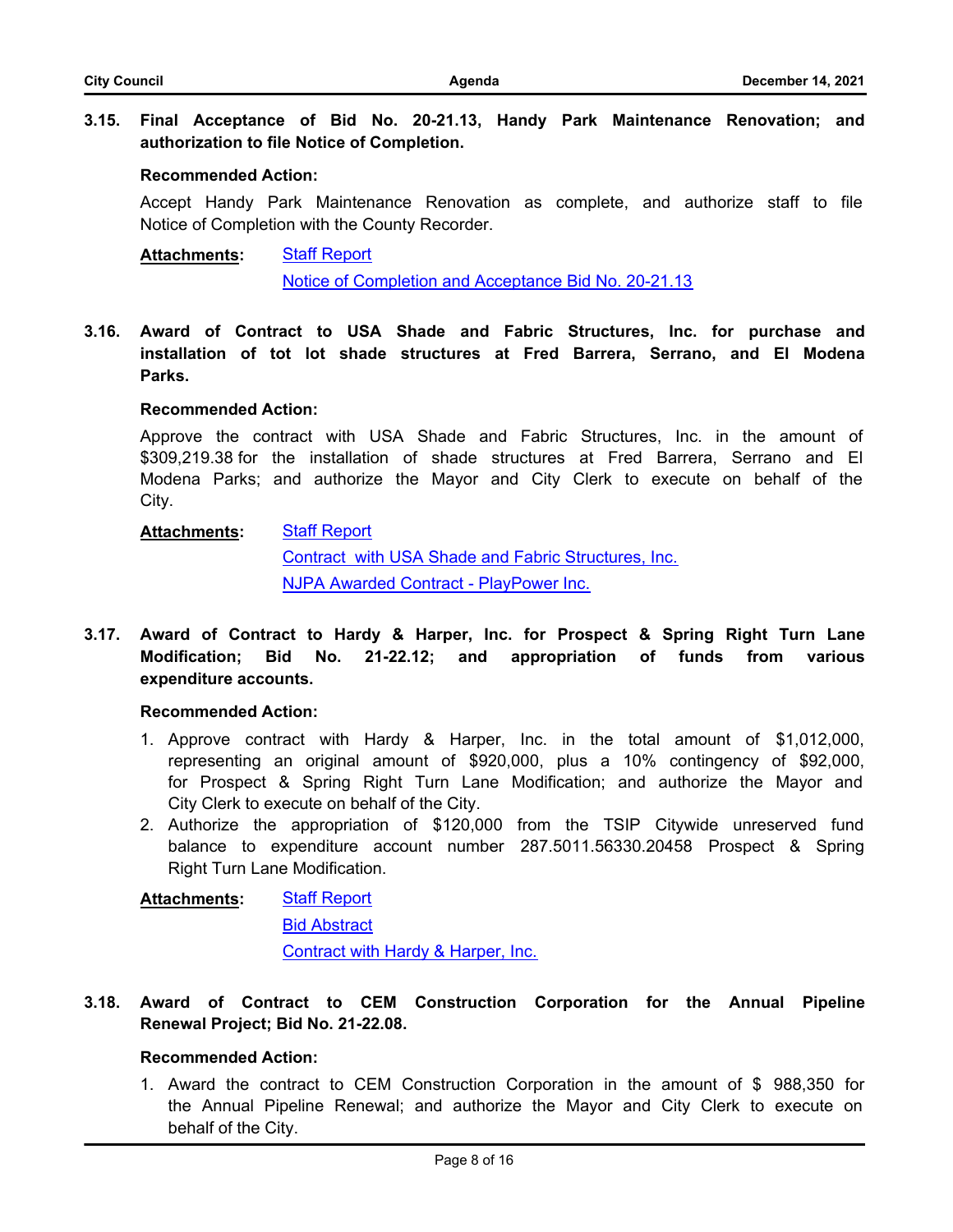**3.15. Final Acceptance of Bid No. 20-21.13, Handy Park Maintenance Renovation; and authorization to file Notice of Completion.**

**Recommended Action:**

Accept Handy Park Maintenance Renovation as complete, and authorize staff to file Notice of Completion with the County Recorder.

**Attachments:** Staff Report
Notice of Completion and Acceptance Bid No. 20-21.13

**3.16. Award of Contract to USA Shade and Fabric Structures, Inc. for purchase and installation of tot lot shade structures at Fred Barrera, Serrano, and El Modena Parks.**

**Recommended Action:**

Approve the contract with USA Shade and Fabric Structures, Inc. in the amount of $309,219.38 for the installation of shade structures at Fred Barrera, Serrano and El Modena Parks; and authorize the Mayor and City Clerk to execute on behalf of the City.

**Attachments:** Staff Report
Contract with USA Shade and Fabric Structures, Inc.
NJPA Awarded Contract - PlayPower Inc.

**3.17. Award of Contract to Hardy & Harper, Inc. for Prospect & Spring Right Turn Lane Modification; Bid No. 21-22.12; and appropriation of funds from various expenditure accounts.**

**Recommended Action:**

1. Approve contract with Hardy & Harper, Inc. in the total amount of $1,012,000, representing an original amount of $920,000, plus a 10% contingency of $92,000, for Prospect & Spring Right Turn Lane Modification; and authorize the Mayor and City Clerk to execute on behalf of the City.
2. Authorize the appropriation of $120,000 from the TSIP Citywide unreserved fund balance to expenditure account number 287.5011.56330.20458 Prospect & Spring Right Turn Lane Modification.

**Attachments:** Staff Report
Bid Abstract
Contract with Hardy & Harper, Inc.

**3.18. Award of Contract to CEM Construction Corporation for the Annual Pipeline Renewal Project; Bid No. 21-22.08.**

**Recommended Action:**

1. Award the contract to CEM Construction Corporation in the amount of $ 988,350 for the Annual Pipeline Renewal; and authorize the Mayor and City Clerk to execute on behalf of the City.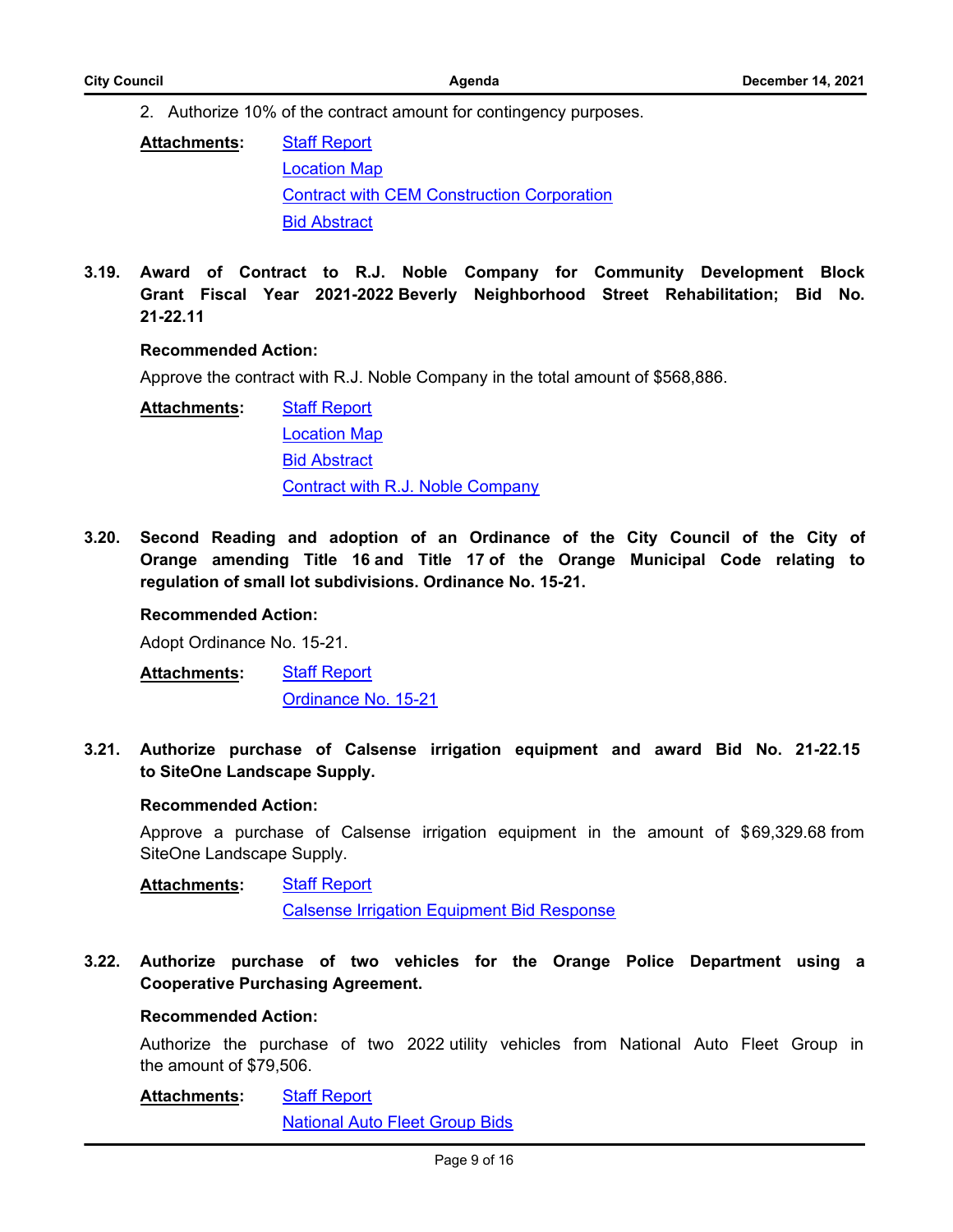2. Authorize 10% of the contract amount for contingency purposes.

**Attachments:** Staff Report
Location Map
Contract with CEM Construction Corporation
Bid Abstract

**3.19. Award of Contract to R.J. Noble Company for Community Development Block Grant Fiscal Year 2021-2022 Beverly Neighborhood Street Rehabilitation; Bid No. 21-22.11**

**Recommended Action:**

Approve the contract with R.J. Noble Company in the total amount of $568,886.

**Attachments:** Staff Report
Location Map
Bid Abstract
Contract with R.J. Noble Company

**3.20. Second Reading and adoption of an Ordinance of the City Council of the City of Orange amending Title 16 and Title 17 of the Orange Municipal Code relating to regulation of small lot subdivisions. Ordinance No. 15-21.**

**Recommended Action:**

Adopt Ordinance No. 15-21.

**Attachments:** Staff Report
Ordinance No. 15-21

**3.21. Authorize purchase of Calsense irrigation equipment and award Bid No. 21-22.15 to SiteOne Landscape Supply.**

**Recommended Action:**

Approve a purchase of Calsense irrigation equipment in the amount of $69,329.68 from SiteOne Landscape Supply.

**Attachments:** Staff Report
Calsense Irrigation Equipment Bid Response

**3.22. Authorize purchase of two vehicles for the Orange Police Department using a Cooperative Purchasing Agreement.**

**Recommended Action:**

Authorize the purchase of two 2022 utility vehicles from National Auto Fleet Group in the amount of $79,506.

**Attachments:** Staff Report
National Auto Fleet Group Bids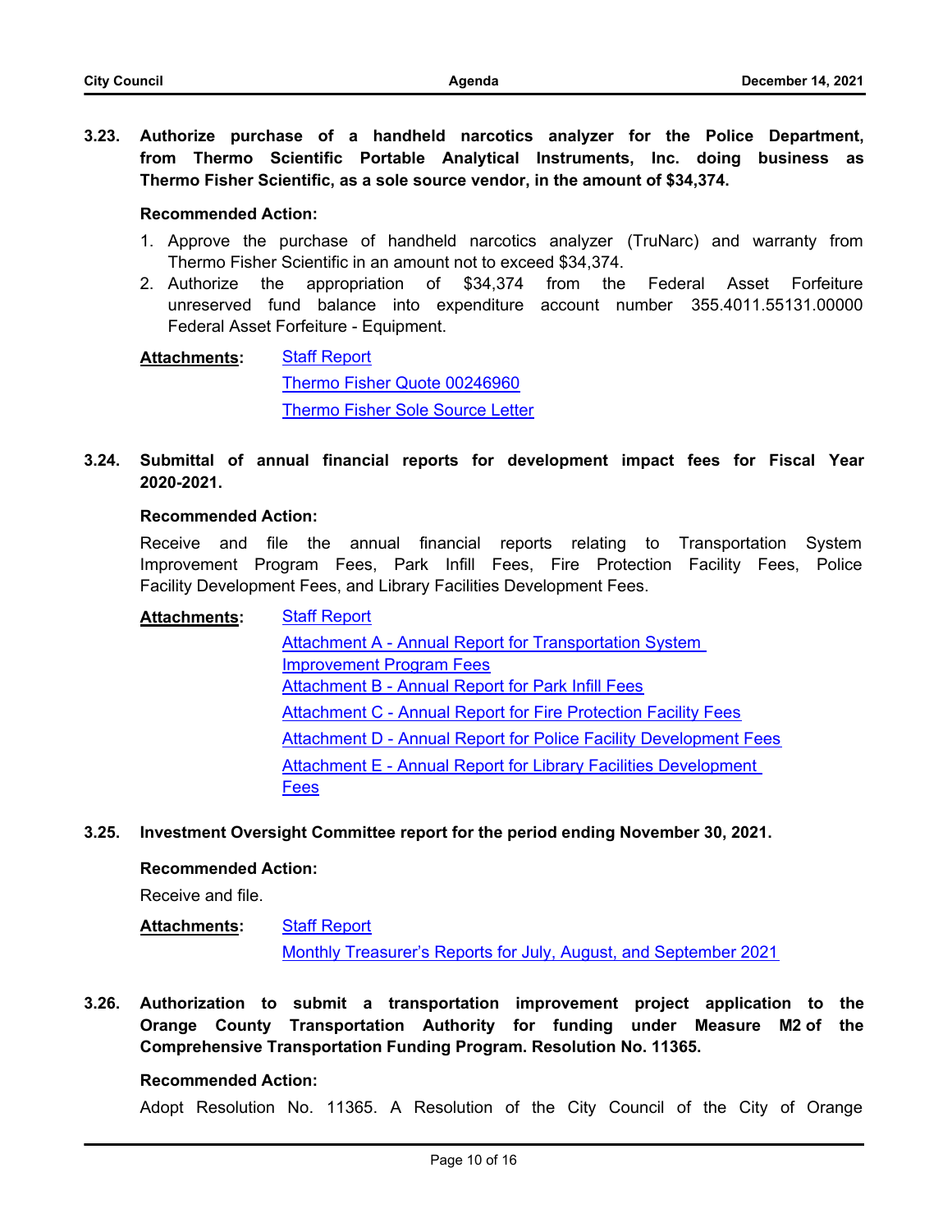**3.23. Authorize purchase of a handheld narcotics analyzer for the Police Department, from Thermo Scientific Portable Analytical Instruments, Inc. doing business as Thermo Fisher Scientific, as a sole source vendor, in the amount of $34,374.**

**Recommended Action:**

1. Approve the purchase of handheld narcotics analyzer (TruNarc) and warranty from Thermo Fisher Scientific in an amount not to exceed $34,374.
2. Authorize the appropriation of $34,374 from the Federal Asset Forfeiture unreserved fund balance into expenditure account number 355.4011.55131.00000 Federal Asset Forfeiture - Equipment.

**Attachments:** Staff Report
Thermo Fisher Quote 00246960
Thermo Fisher Sole Source Letter

**3.24. Submittal of annual financial reports for development impact fees for Fiscal Year 2020-2021.**

**Recommended Action:**

Receive and file the annual financial reports relating to Transportation System Improvement Program Fees, Park Infill Fees, Fire Protection Facility Fees, Police Facility Development Fees, and Library Facilities Development Fees.

**Attachments:** Staff Report
Attachment A - Annual Report for Transportation System Improvement Program Fees
Attachment B - Annual Report for Park Infill Fees
Attachment C - Annual Report for Fire Protection Facility Fees
Attachment D - Annual Report for Police Facility Development Fees
Attachment E - Annual Report for Library Facilities Development Fees

**3.25. Investment Oversight Committee report for the period ending November 30, 2021.**

**Recommended Action:**

Receive and file.

**Attachments:** Staff Report
Monthly Treasurer's Reports for July, August, and September 2021

**3.26. Authorization to submit a transportation improvement project application to the Orange County Transportation Authority for funding under Measure M2 of the Comprehensive Transportation Funding Program. Resolution No. 11365.**

**Recommended Action:**

Adopt Resolution No. 11365. A Resolution of the City Council of the City of Orange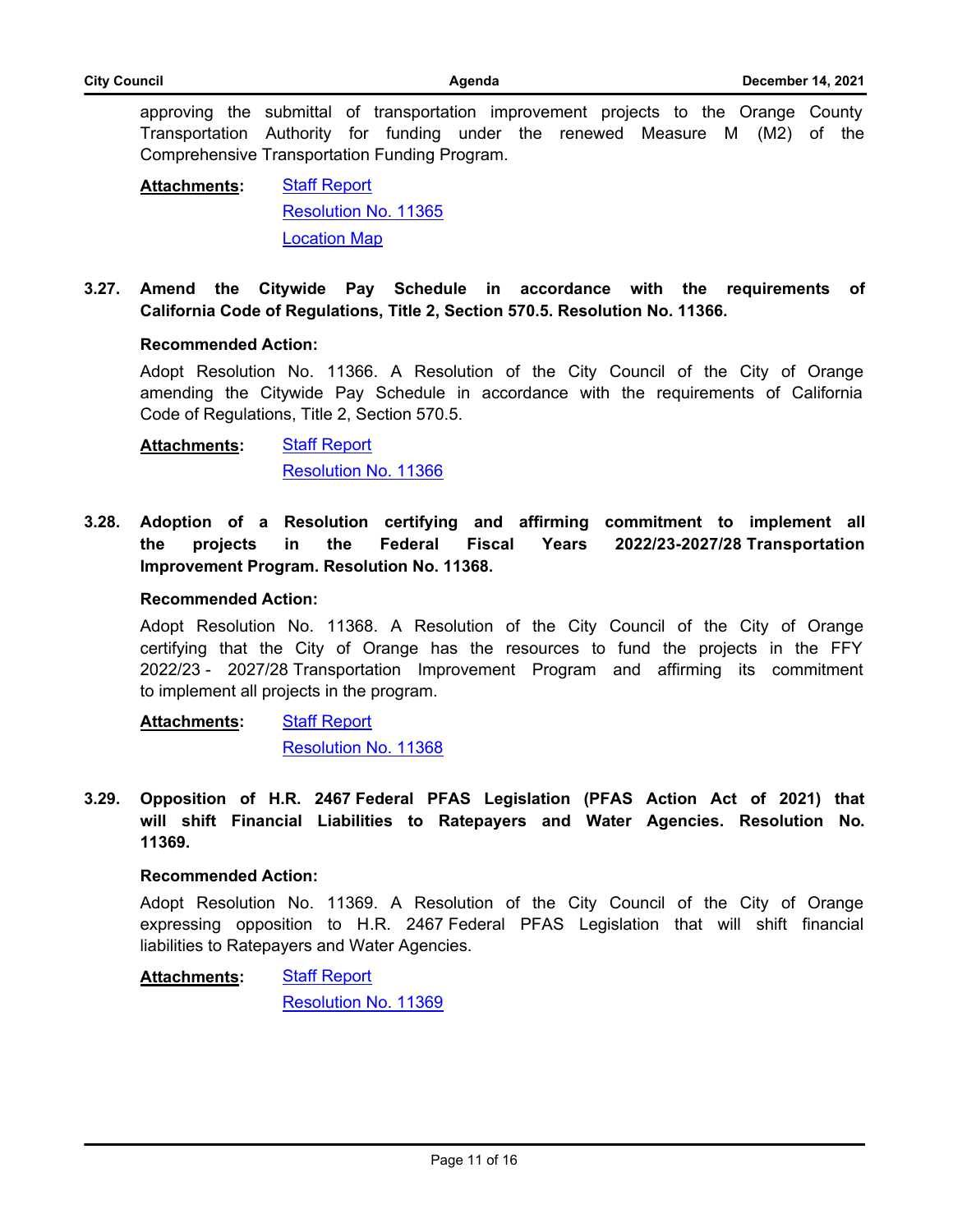approving the submittal of transportation improvement projects to the Orange County Transportation Authority for funding under the renewed Measure M (M2) of the Comprehensive Transportation Funding Program.

**Attachments:** Staff Report
Resolution No. 11365
Location Map

**3.27. Amend the Citywide Pay Schedule in accordance with the requirements of California Code of Regulations, Title 2, Section 570.5. Resolution No. 11366.**

**Recommended Action:**

Adopt Resolution No. 11366. A Resolution of the City Council of the City of Orange amending the Citywide Pay Schedule in accordance with the requirements of California Code of Regulations, Title 2, Section 570.5.

**Attachments:** Staff Report
Resolution No. 11366

**3.28. Adoption of a Resolution certifying and affirming commitment to implement all the projects in the Federal Fiscal Years 2022/23-2027/28 Transportation Improvement Program. Resolution No. 11368.**

**Recommended Action:**

Adopt Resolution No. 11368. A Resolution of the City Council of the City of Orange certifying that the City of Orange has the resources to fund the projects in the FFY 2022/23 - 2027/28 Transportation Improvement Program and affirming its commitment to implement all projects in the program.

**Attachments:** Staff Report
Resolution No. 11368

**3.29. Opposition of H.R. 2467 Federal PFAS Legislation (PFAS Action Act of 2021) that will shift Financial Liabilities to Ratepayers and Water Agencies. Resolution No. 11369.**

**Recommended Action:**

Adopt Resolution No. 11369. A Resolution of the City Council of the City of Orange expressing opposition to H.R. 2467 Federal PFAS Legislation that will shift financial liabilities to Ratepayers and Water Agencies.

**Attachments:** Staff Report
Resolution No. 11369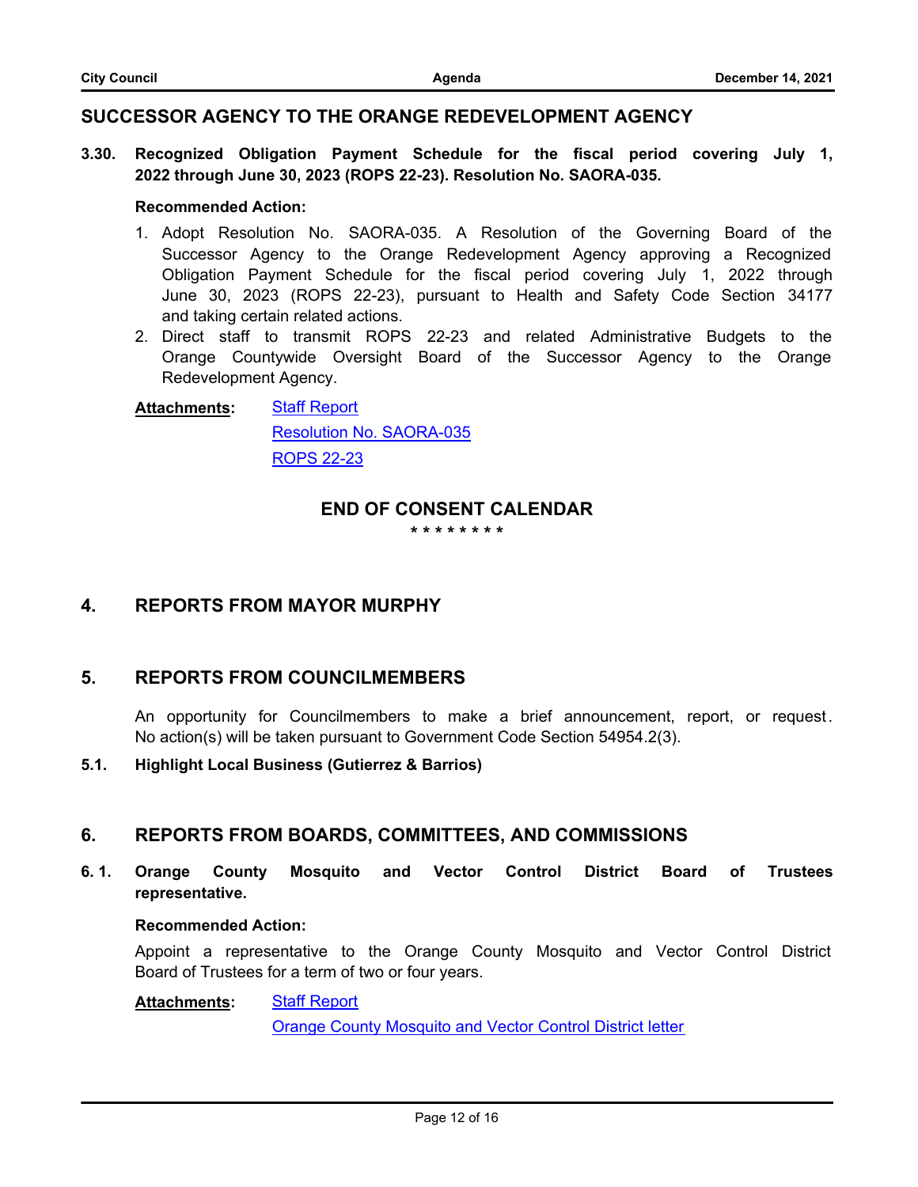## SUCCESSOR AGENCY TO THE ORANGE REDEVELOPMENT AGENCY

**3.30. Recognized Obligation Payment Schedule for the fiscal period covering July 1, 2022 through June 30, 2023 (ROPS 22-23). Resolution No. SAORA-035.**

**Recommended Action:**

1. Adopt Resolution No. SAORA-035. A Resolution of the Governing Board of the Successor Agency to the Orange Redevelopment Agency approving a Recognized Obligation Payment Schedule for the fiscal period covering July 1, 2022 through June 30, 2023 (ROPS 22-23), pursuant to Health and Safety Code Section 34177 and taking certain related actions.
2. Direct staff to transmit ROPS 22-23 and related Administrative Budgets to the Orange Countywide Oversight Board of the Successor Agency to the Orange Redevelopment Agency.

**Attachments:** Staff Report
Resolution No. SAORA-035
ROPS 22-23

## END OF CONSENT CALENDAR

\* \* \* \* \* \* \* \*

## 4. REPORTS FROM MAYOR MURPHY

## 5. REPORTS FROM COUNCILMEMBERS

An opportunity for Councilmembers to make a brief announcement, report, or request. No action(s) will be taken pursuant to Government Code Section 54954.2(3).

**5.1. Highlight Local Business (Gutierrez & Barrios)**

## 6. REPORTS FROM BOARDS, COMMITTEES, AND COMMISSIONS

**6. 1. Orange County Mosquito and Vector Control District Board of Trustees representative.**

**Recommended Action:**

Appoint a representative to the Orange County Mosquito and Vector Control District Board of Trustees for a term of two or four years.

**Attachments:** Staff Report
Orange County Mosquito and Vector Control District letter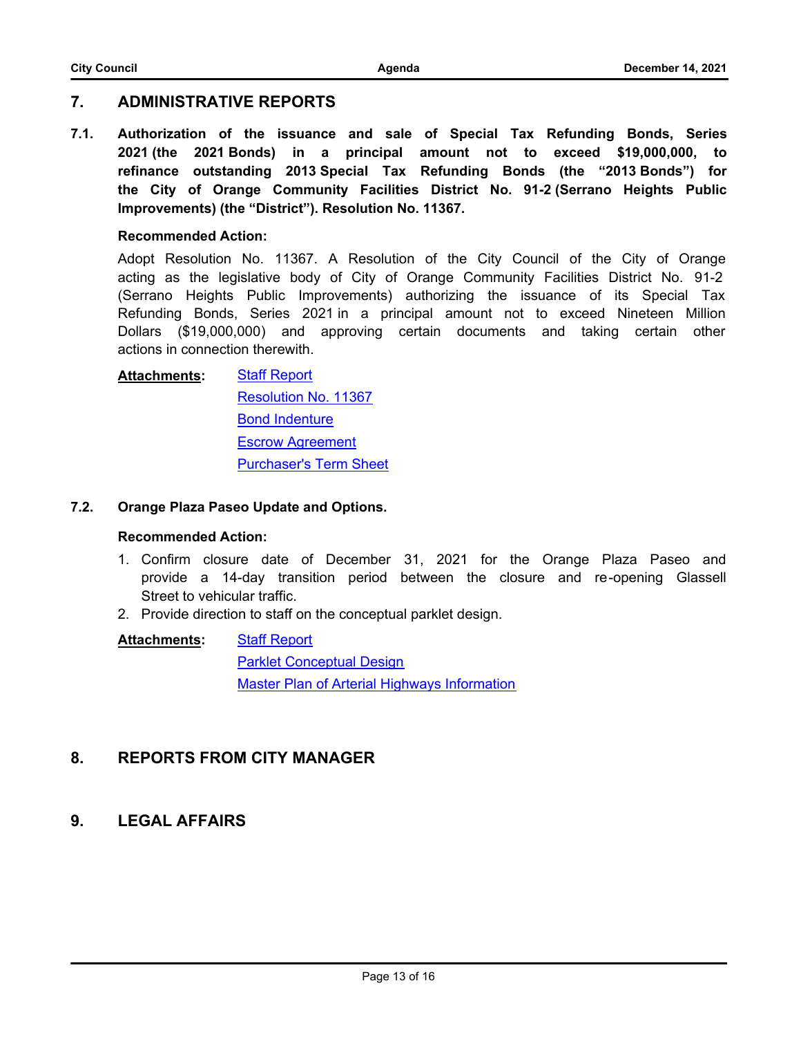## 7. ADMINISTRATIVE REPORTS

**7.1. Authorization of the issuance and sale of Special Tax Refunding Bonds, Series 2021 (the 2021 Bonds) in a principal amount not to exceed $19,000,000, to refinance outstanding 2013 Special Tax Refunding Bonds (the "2013 Bonds") for the City of Orange Community Facilities District No. 91-2 (Serrano Heights Public Improvements) (the "District"). Resolution No. 11367.**

**Recommended Action:**

Adopt Resolution No. 11367. A Resolution of the City Council of the City of Orange acting as the legislative body of City of Orange Community Facilities District No. 91-2 (Serrano Heights Public Improvements) authorizing the issuance of its Special Tax Refunding Bonds, Series 2021 in a principal amount not to exceed Nineteen Million Dollars ($19,000,000) and approving certain documents and taking certain other actions in connection therewith.

**Attachments:**
Staff Report
Resolution No. 11367
Bond Indenture
Escrow Agreement
Purchaser's Term Sheet

**7.2. Orange Plaza Paseo Update and Options.**

**Recommended Action:**

1. Confirm closure date of December 31, 2021 for the Orange Plaza Paseo and provide a 14-day transition period between the closure and re-opening Glassell Street to vehicular traffic.
2. Provide direction to staff on the conceptual parklet design.

**Attachments:**
Staff Report
Parklet Conceptual Design
Master Plan of Arterial Highways Information

## 8. REPORTS FROM CITY MANAGER

## 9. LEGAL AFFAIRS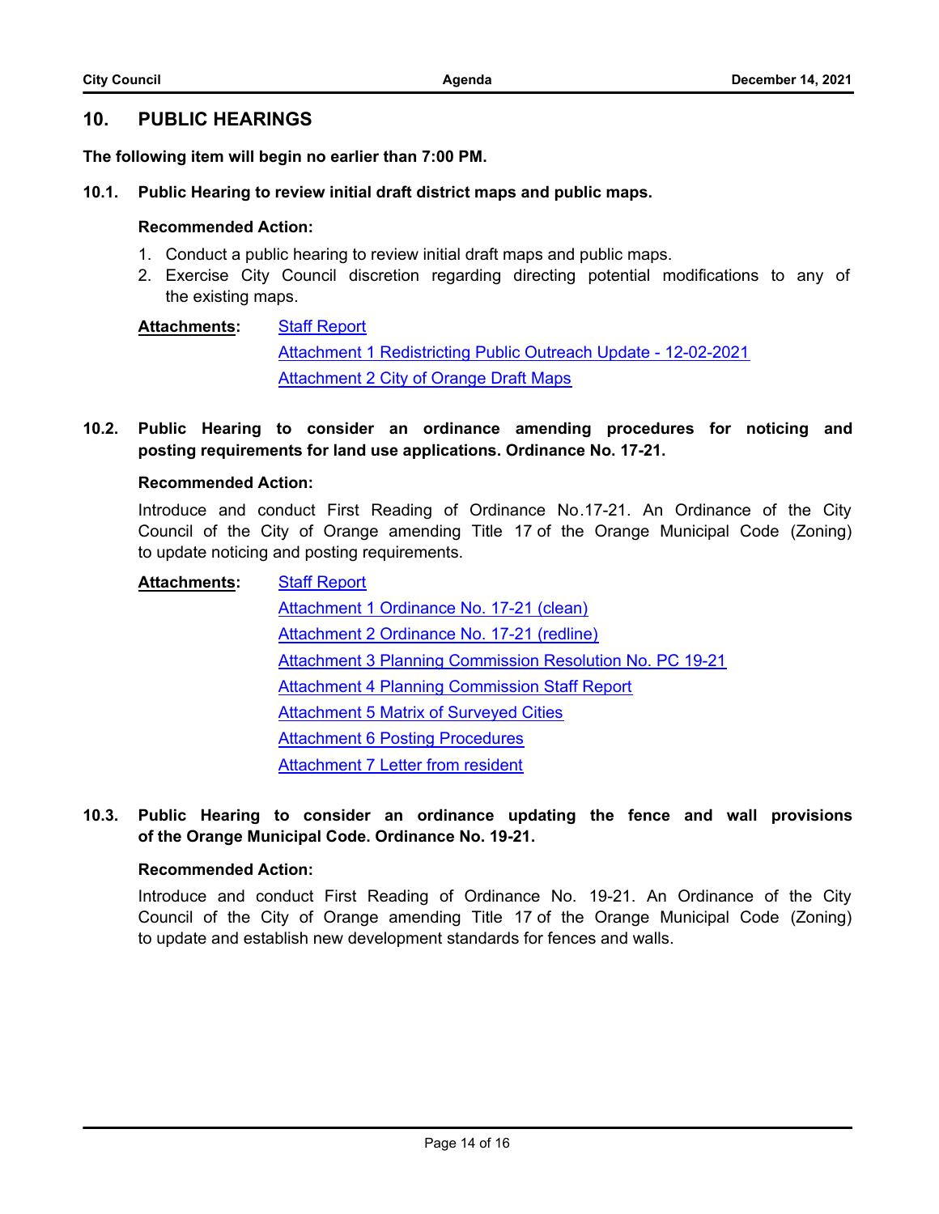## 10. PUBLIC HEARINGS

**The following item will begin no earlier than 7:00 PM.**

### 10.1. Public Hearing to review initial draft district maps and public maps.

**Recommended Action:**

1. Conduct a public hearing to review initial draft maps and public maps.
2. Exercise City Council discretion regarding directing potential modifications to any of the existing maps.

**Attachments:** Staff Report
Attachment 1 Redistricting Public Outreach Update - 12-02-2021
Attachment 2 City of Orange Draft Maps

### 10.2. Public Hearing to consider an ordinance amending procedures for noticing and posting requirements for land use applications. Ordinance No. 17-21.

**Recommended Action:**

Introduce and conduct First Reading of Ordinance No.17-21. An Ordinance of the City Council of the City of Orange amending Title 17 of the Orange Municipal Code (Zoning) to update noticing and posting requirements.

**Attachments:** Staff Report
Attachment 1 Ordinance No. 17-21 (clean)
Attachment 2 Ordinance No. 17-21 (redline)
Attachment 3 Planning Commission Resolution No. PC 19-21
Attachment 4 Planning Commission Staff Report
Attachment 5 Matrix of Surveyed Cities
Attachment 6 Posting Procedures
Attachment 7 Letter from resident

### 10.3. Public Hearing to consider an ordinance updating the fence and wall provisions of the Orange Municipal Code. Ordinance No. 19-21.

**Recommended Action:**

Introduce and conduct First Reading of Ordinance No. 19-21. An Ordinance of the City Council of the City of Orange amending Title 17 of the Orange Municipal Code (Zoning) to update and establish new development standards for fences and walls.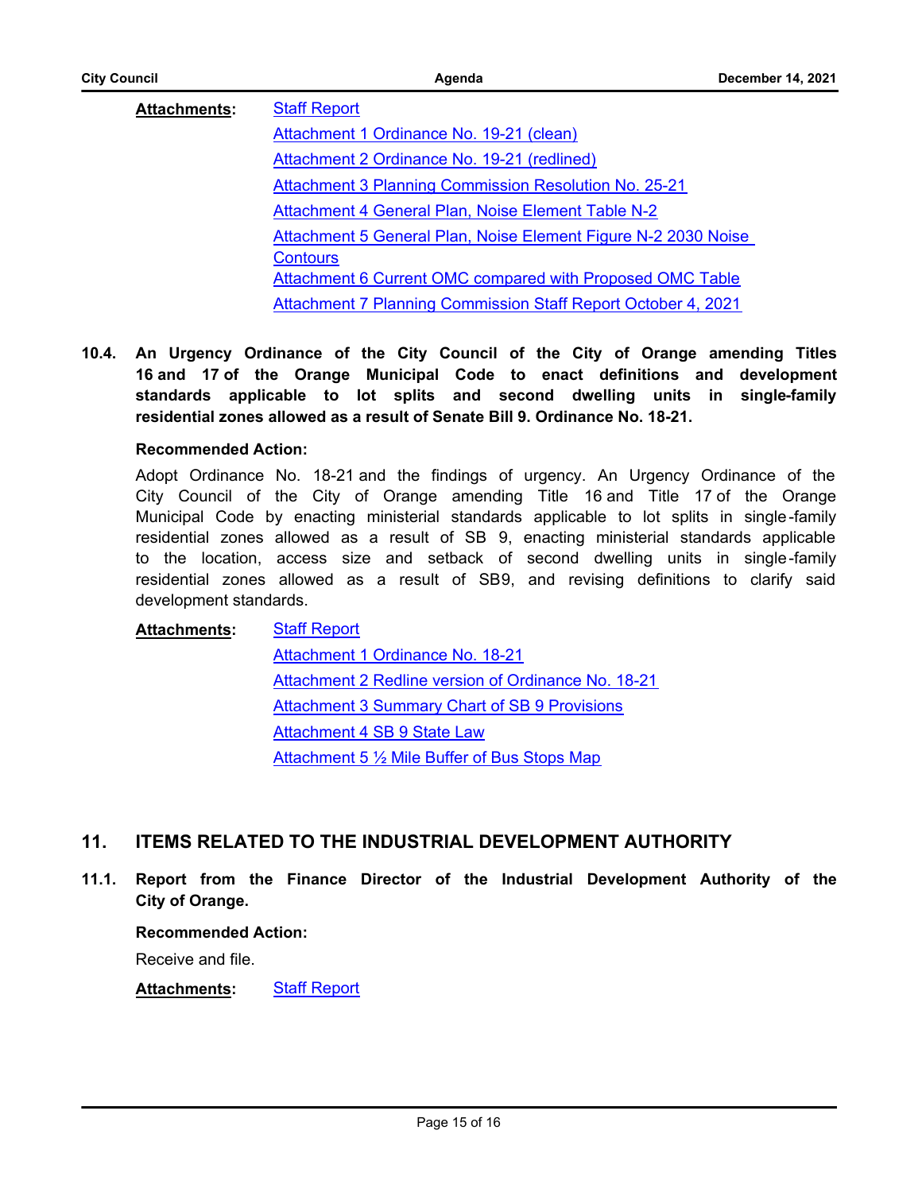**Attachments:**

- Staff Report
- Attachment 1 Ordinance No. 19-21 (clean)
- Attachment 2 Ordinance No. 19-21 (redlined)
- Attachment 3 Planning Commission Resolution No. 25-21
- Attachment 4 General Plan, Noise Element Table N-2
- Attachment 5 General Plan, Noise Element Figure N-2 2030 Noise Contours
- Attachment 6 Current OMC compared with Proposed OMC Table
- Attachment 7 Planning Commission Staff Report October 4, 2021

**10.4. An Urgency Ordinance of the City Council of the City of Orange amending Titles 16 and 17 of the Orange Municipal Code to enact definitions and development standards applicable to lot splits and second dwelling units in single-family residential zones allowed as a result of Senate Bill 9. Ordinance No. 18-21.**

**Recommended Action:**

Adopt Ordinance No. 18-21 and the findings of urgency. An Urgency Ordinance of the City Council of the City of Orange amending Title 16 and Title 17 of the Orange Municipal Code by enacting ministerial standards applicable to lot splits in single-family residential zones allowed as a result of SB 9, enacting ministerial standards applicable to the location, access size and setback of second dwelling units in single-family residential zones allowed as a result of SB9, and revising definitions to clarify said development standards.

**Attachments:**

- Staff Report
- Attachment 1 Ordinance No. 18-21
- Attachment 2 Redline version of Ordinance No. 18-21
- Attachment 3 Summary Chart of SB 9 Provisions
- Attachment 4 SB 9 State Law
- Attachment 5 ½ Mile Buffer of Bus Stops Map

## 11. ITEMS RELATED TO THE INDUSTRIAL DEVELOPMENT AUTHORITY

**11.1. Report from the Finance Director of the Industrial Development Authority of the City of Orange.**

**Recommended Action:**

Receive and file.

**Attachments:**

- Staff Report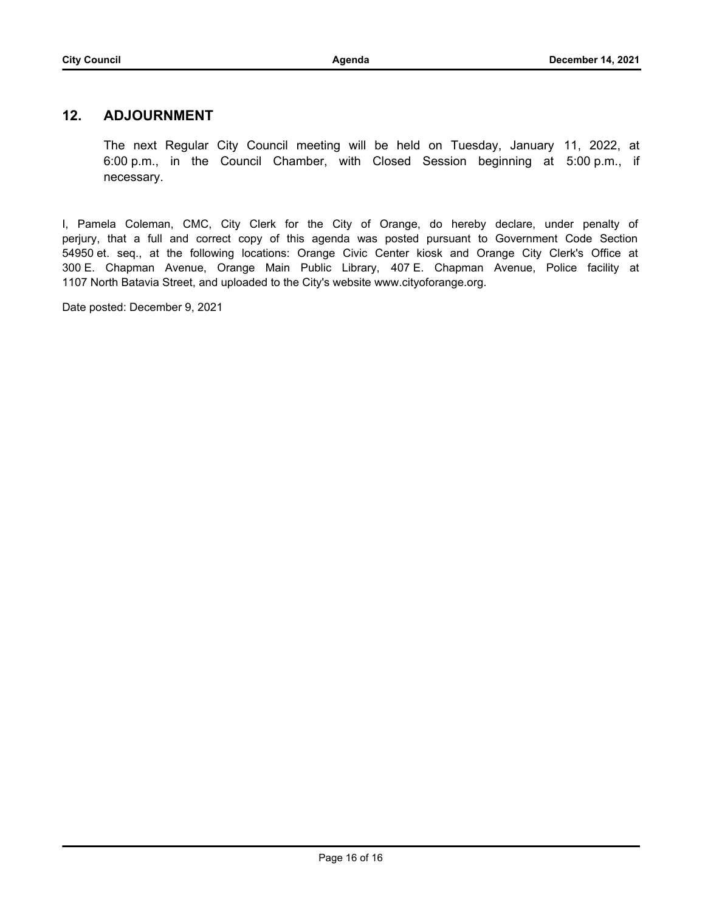## 12. ADJOURNMENT

The next Regular City Council meeting will be held on Tuesday, January 11, 2022, at 6:00 p.m., in the Council Chamber, with Closed Session beginning at 5:00 p.m., if necessary.

I, Pamela Coleman, CMC, City Clerk for the City of Orange, do hereby declare, under penalty of perjury, that a full and correct copy of this agenda was posted pursuant to Government Code Section 54950 et. seq., at the following locations: Orange Civic Center kiosk and Orange City Clerk's Office at 300 E. Chapman Avenue, Orange Main Public Library, 407 E. Chapman Avenue, Police facility at 1107 North Batavia Street, and uploaded to the City's website www.cityoforange.org.

Date posted: December 9, 2021